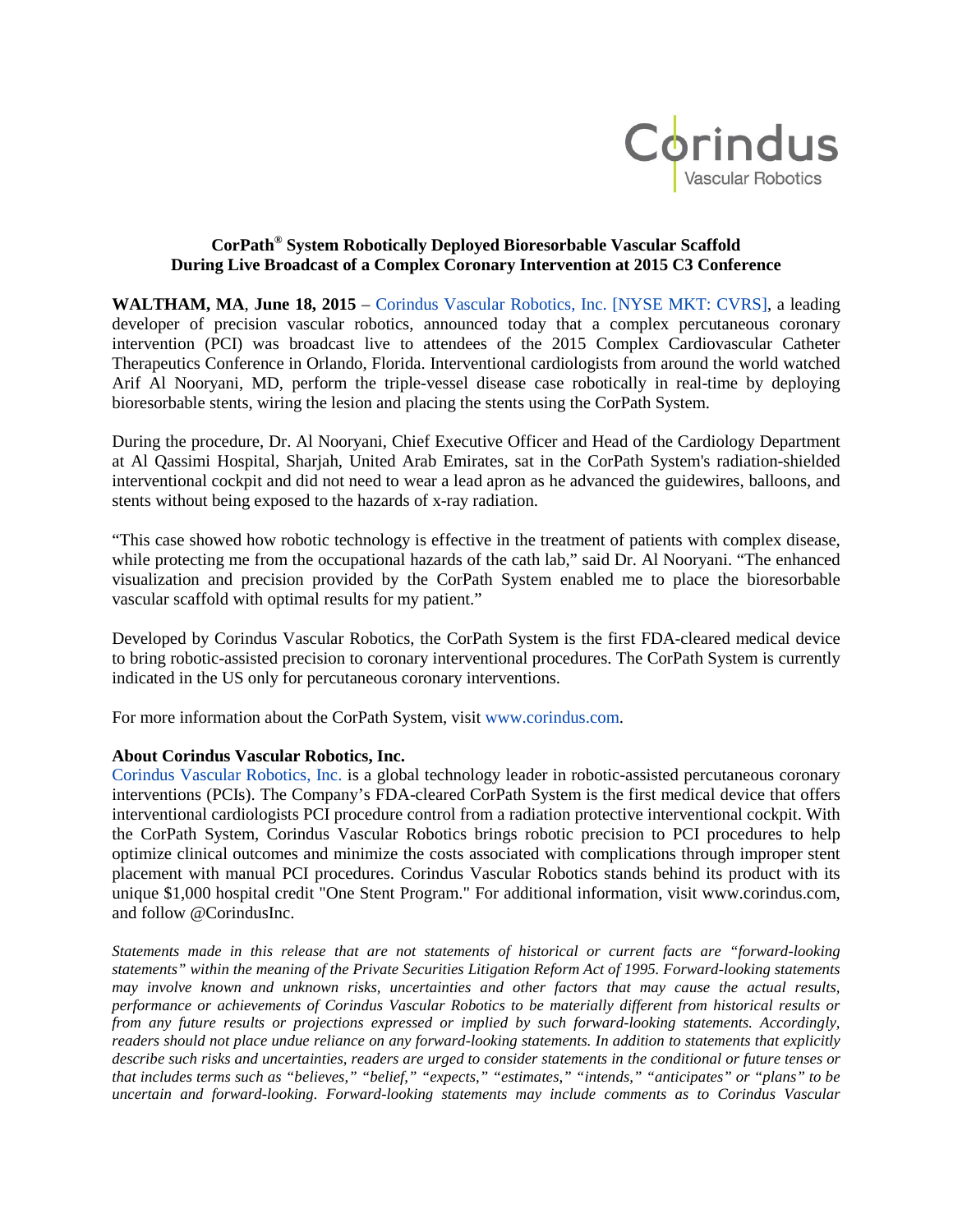Corindus
Vascular Robotics

## CorPath® System Robotically Deployed Bioresorbable Vascular Scaffold During Live Broadcast of a Complex Coronary Intervention at 2015 C3 Conference

**WALTHAM, MA**, **June 18, 2015** – Corindus Vascular Robotics, Inc. [NYSE MKT: CVRS], a leading developer of precision vascular robotics, announced today that a complex percutaneous coronary intervention (PCI) was broadcast live to attendees of the 2015 Complex Cardiovascular Catheter Therapeutics Conference in Orlando, Florida. Interventional cardiologists from around the world watched Arif Al Nooryani, MD, perform the triple-vessel disease case robotically in real-time by deploying bioresorbable stents, wiring the lesion and placing the stents using the CorPath System.

During the procedure, Dr. Al Nooryani, Chief Executive Officer and Head of the Cardiology Department at Al Qassimi Hospital, Sharjah, United Arab Emirates, sat in the CorPath System's radiation-shielded interventional cockpit and did not need to wear a lead apron as he advanced the guidewires, balloons, and stents without being exposed to the hazards of x-ray radiation.

"This case showed how robotic technology is effective in the treatment of patients with complex disease, while protecting me from the occupational hazards of the cath lab," said Dr. Al Nooryani. "The enhanced visualization and precision provided by the CorPath System enabled me to place the bioresorbable vascular scaffold with optimal results for my patient."

Developed by Corindus Vascular Robotics, the CorPath System is the first FDA-cleared medical device to bring robotic-assisted precision to coronary interventional procedures. The CorPath System is currently indicated in the US only for percutaneous coronary interventions.

For more information about the CorPath System, visit www.corindus.com.

**About Corindus Vascular Robotics, Inc.**
Corindus Vascular Robotics, Inc. is a global technology leader in robotic-assisted percutaneous coronary interventions (PCIs). The Company's FDA-cleared CorPath System is the first medical device that offers interventional cardiologists PCI procedure control from a radiation protective interventional cockpit. With the CorPath System, Corindus Vascular Robotics brings robotic precision to PCI procedures to help optimize clinical outcomes and minimize the costs associated with complications through improper stent placement with manual PCI procedures. Corindus Vascular Robotics stands behind its product with its unique $1,000 hospital credit "One Stent Program." For additional information, visit www.corindus.com, and follow @CorindusInc.

*Statements made in this release that are not statements of historical or current facts are "forward-looking statements" within the meaning of the Private Securities Litigation Reform Act of 1995. Forward-looking statements may involve known and unknown risks, uncertainties and other factors that may cause the actual results, performance or achievements of Corindus Vascular Robotics to be materially different from historical results or from any future results or projections expressed or implied by such forward-looking statements. Accordingly, readers should not place undue reliance on any forward-looking statements. In addition to statements that explicitly describe such risks and uncertainties, readers are urged to consider statements in the conditional or future tenses or that includes terms such as "believes," "belief," "expects," "estimates," "intends," "anticipates" or "plans" to be uncertain and forward-looking. Forward-looking statements may include comments as to Corindus Vascular*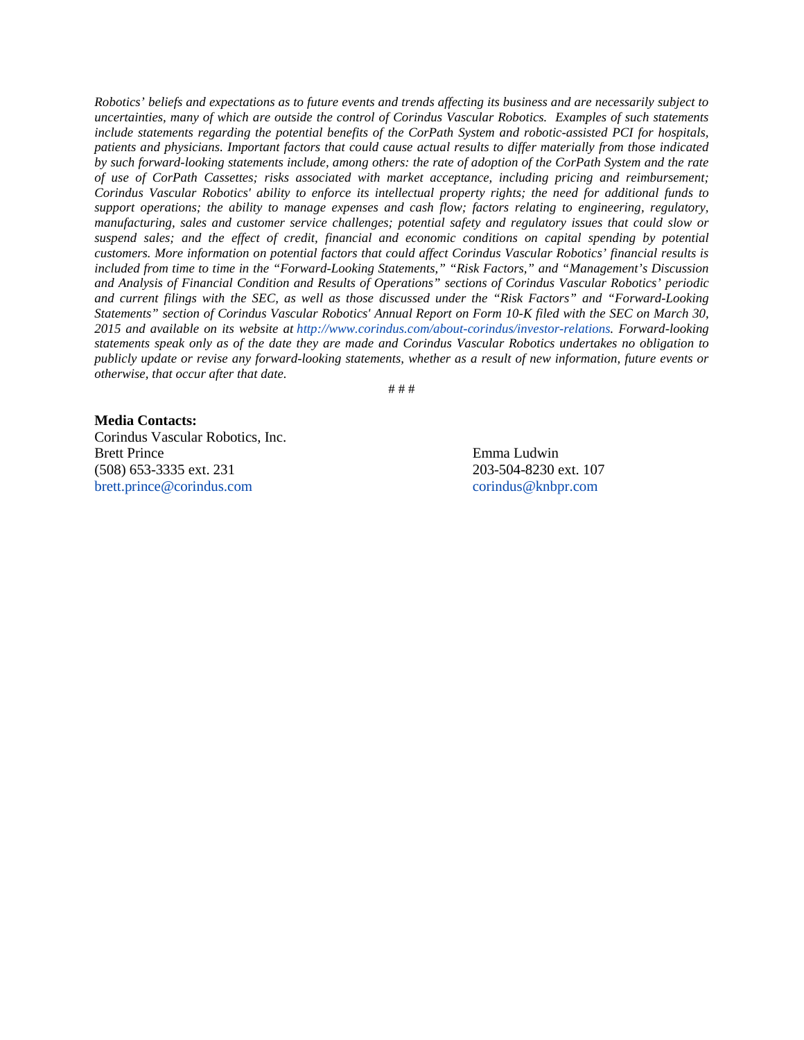*Robotics' beliefs and expectations as to future events and trends affecting its business and are necessarily subject to uncertainties, many of which are outside the control of Corindus Vascular Robotics. Examples of such statements include statements regarding the potential benefits of the CorPath System and robotic-assisted PCI for hospitals, patients and physicians. Important factors that could cause actual results to differ materially from those indicated by such forward-looking statements include, among others: the rate of adoption of the CorPath System and the rate of use of CorPath Cassettes; risks associated with market acceptance, including pricing and reimbursement; Corindus Vascular Robotics' ability to enforce its intellectual property rights; the need for additional funds to support operations; the ability to manage expenses and cash flow; factors relating to engineering, regulatory, manufacturing, sales and customer service challenges; potential safety and regulatory issues that could slow or suspend sales; and the effect of credit, financial and economic conditions on capital spending by potential customers. More information on potential factors that could affect Corindus Vascular Robotics' financial results is included from time to time in the "Forward-Looking Statements," "Risk Factors," and "Management's Discussion and Analysis of Financial Condition and Results of Operations" sections of Corindus Vascular Robotics' periodic and current filings with the SEC, as well as those discussed under the "Risk Factors" and "Forward-Looking Statements" section of Corindus Vascular Robotics' Annual Report on Form 10-K filed with the SEC on March 30, 2015 and available on its website at http://www.corindus.com/about-corindus/investor-relations. Forward-looking statements speak only as of the date they are made and Corindus Vascular Robotics undertakes no obligation to publicly update or revise any forward-looking statements, whether as a result of new information, future events or otherwise, that occur after that date.*

# # #

**Media Contacts:**

Corindus Vascular Robotics, Inc.
Brett Prince
(508) 653-3335 ext. 231
brett.prince@corindus.com

Emma Ludwin
203-504-8230 ext. 107
corindus@knbpr.com